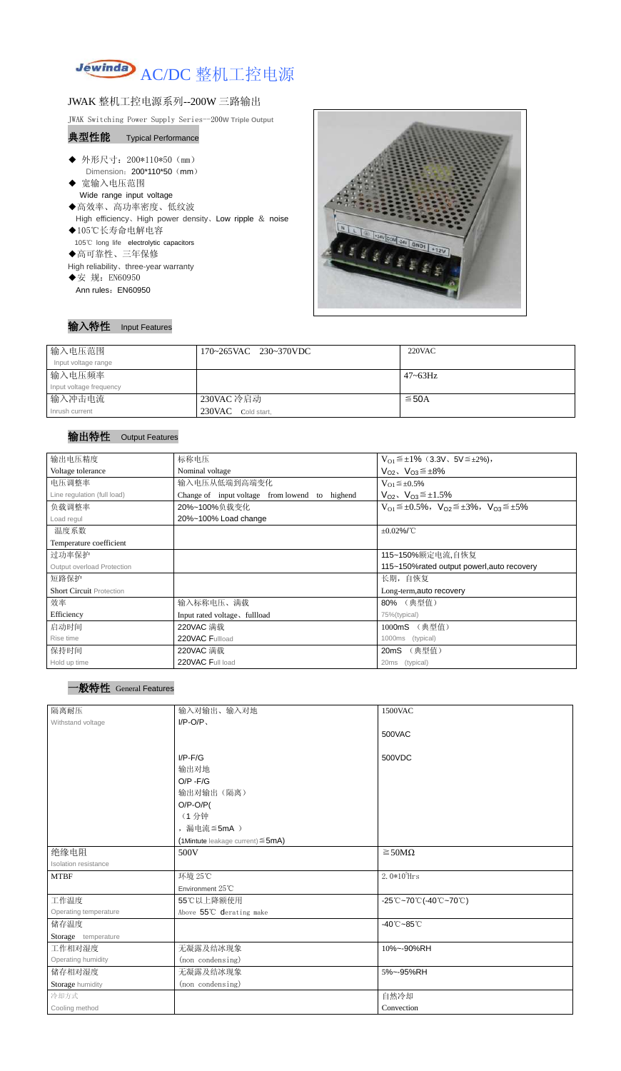# AC/DC 整机工控电源

## JWAK 整机工控电源系列--200W 三路输出

JWAK Switching Power Supply Series--200W Triple Output

### 典型性能 Typical Performance

- ◆ 外形尺寸：200*110*50（mm）
  Dimension：200*110*50（mm）
- ◆ 宽输入电压范围
  Wide range input voltage
- ◆高效率、高功率密度、低纹波
  High efficiency、High power density、Low ripple ＆ noise
- ◆105℃长寿命电解电容
  105℃ long life electrolytic capacitors
- ◆高可靠性、三年保修
  High reliability、three-year warranty
- ◆安 规：EN60950
  Ann rules：EN60950

### 输入特性 Input Features

| 输入电压范围 Input voltage range | 170~265VAC 230~370VDC | 220VAC |
|---|---|---|
| 输入电压频率 Input voltage frequency | | 47~63Hz |
| 输入冲击电流 Inrush current | 230VAC 冷启动 230VAC Cold start, | ≦50A |

### 输出特性 Output Features

| 输出电压精度 Voltage tolerance | 标称电压 Nominal voltage | $V_{O1}$≦±1%（3.3V、5V≦±2%），$V_{O2}$、$V_{O3}$≦±8% |
|---|---|---|
| 电压调整率 Line regulation (full load) | 输入电压从低端到高端变化 Change of input voltage from lowend to highend | $V_{O1}$≦±0.5% $V_{O2}$、$V_{O3}$≦±1.5% |
| 负载调整率 Load regul | 20%~100%负载变化 20%~100% Load change | $V_{O1}$≦±0.5%，$V_{O2}$≦±3%，$V_{O3}$≦±5% |
| 温度系数 Temperature coefficient | | ±0.02%/℃ |
| 过功率保护 Output overload Protection | | 115~150%额定电流,自恢复 115~150%rated output powerl,auto recovery |
| 短路保护 Short Circuit Protection | | 长期，自恢复 Long-term,auto recovery |
| 效率 Efficiency | 输入标称电压、满载 Input rated voltage、fullload | 80% （典型值） 75%(typical) |
| 启动时间 Rise time | 220VAC 满载 220VAC Fullload | 1000mS （典型值） 1000ms (typical) |
| 保持时间 Hold up time | 220VAC 满载 220VAC Full load | 20mS （典型值） 20ms (typical) |

### 一般特性 General Features

| 隔离耐压 Withstand voltage | 输入对输出、输入对地 I/P-O/P、I/P-F/G 输出对地 O/P -F/G 输出对输出（隔离） O/P-O/P(（1 分钟，漏电流≦5mA ) (1Mintute leakage current)≦5mA) | 1500VAC 500VAC 500VDC |
|---|---|---|
| 绝缘电阻 Isolation resistance | 500V | ≧50MΩ |
| MTBF | 环境 25℃ Environment 25℃ | $2.0*10^5$Hrs |
| 工作温度 Operating temperature | 55℃以上降额使用 Above 55℃ derating make | -25℃~70℃(-40℃~70℃) |
| 储存温度 Storage temperature | | -40℃~85℃ |
| 工作相对湿度 Operating humidity | 无凝露及结冰现象 (non condensing) | 10%~-90%RH |
| 储存相对湿度 Storage humidity | 无凝露及结冰现象 (non condensing) | 5%~-95%RH |
| 冷却方式 Cooling method | | 自然冷却 Convection |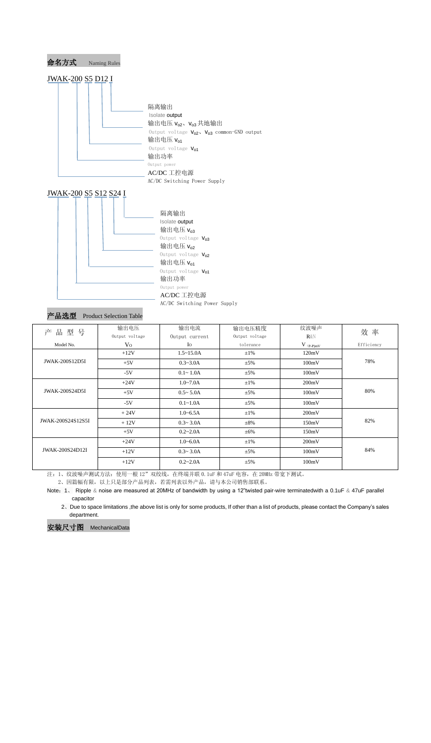## 命名方式 Naming Rules

JWAK-200 S5 D12 I

- 隔离输出 Isolate output
- 输出电压 $V_{o2}$、$V_{o3}$ 共地输出 Output voltage $V_{o2}$、$V_{o3}$ common-GND output
- 输出电压 $V_{o1}$ Output voltage $V_{o1}$
- 输出功率 Output power
- AC/DC 工控电源 AC/DC Switching Power Supply

JWAK-200 S5 S12 S24 I

- 隔离输出 Isolate output
- 输出电压 $V_{o3}$ Output voltage $V_{o3}$
- 输出电压 $V_{o2}$ Output voltage $V_{o2}$
- 输出电压 $V_{o1}$ Output voltage $V_{o1}$
- 输出功率 Output power
- AC/DC 工控电源 AC/DC Switching Power Supply

## 产品选型 Product Selection Table

| 产 品 型 号 Model No. | 输出电压 Output voltage $V_O$ | 输出电流 Output current $I_O$ | 输出电压精度 Output voltage tolerance | 纹波噪声 R&N $V_{(P-P)mV}$ | 效 率 Efficiency |
|---|---|---|---|---|---|
| JWAK-200S12D5I | +12V | 1.5~15.0A | ±1% | 120mV | 78% |
| | +5V | 0.3~3.0A | ±5% | 100mV | |
| | -5V | 0.1~ 1.0A | ±5% | 100mV | |
| JWAK-200S24D5I | +24V | 1.0~7.0A | ±1% | 200mV | 80% |
| | +5V | 0.5~ 5.0A | ±5% | 100mV | |
| | -5V | 0.1~1.0A | ±5% | 100mV | |
| JWAK-200S24S12S5I | + 24V | 1.0~6.5A | ±1% | 200mV | 82% |
| | + 12V | 0.3~ 3.0A | ±8% | 150mV | |
| | +5V | 0.2~2.0A | ±6% | 150mV | |
| JWAK-200S24D12I | +24V | 1.0~6.0A | ±1% | 200mV | 84% |
| | +12V | 0.3~ 3.0A | ±5% | 100mV | |
| | +12V | 0.2~2.0A | ±5% | 100mV | |

注：1、纹波噪声测试方法：使用一根 12” 双绞线，在终端并联 0.1uF 和 47uF 电容，在 20MHz 带宽下测试。

2、因篇幅有限，以上只是部分产品列表，若需列表以外产品，请与本公司销售部联系。

Note：1、 Ripple & noise are measured at 20MHz of bandwidth by using a 12"twisted pair-wire terminatedwith a 0.1uF & 47uF parallel capacitor

2、Due to space limitations ,the above list is only for some products, If other than a list of products, please contact the Company's sales department.

## 安装尺寸图 MechanicalData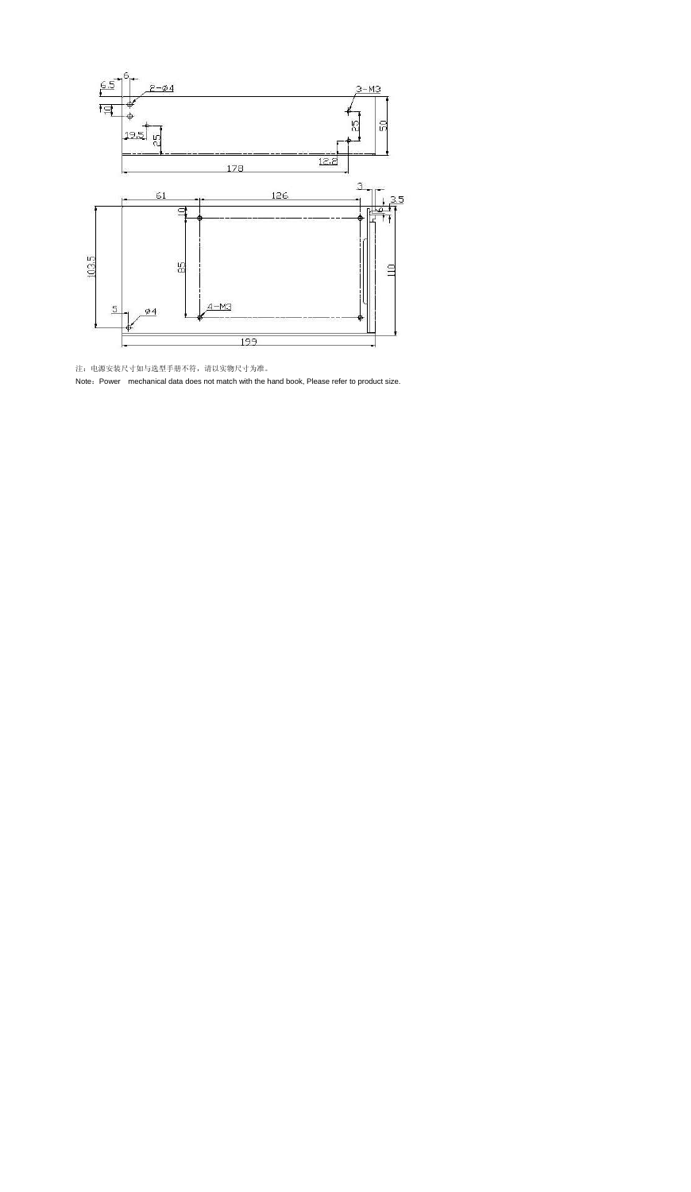注：电源安装尺寸如与选型手册不符，请以实物尺寸为准。

Note：Power mechanical data does not match with the hand book, Please refer to product size.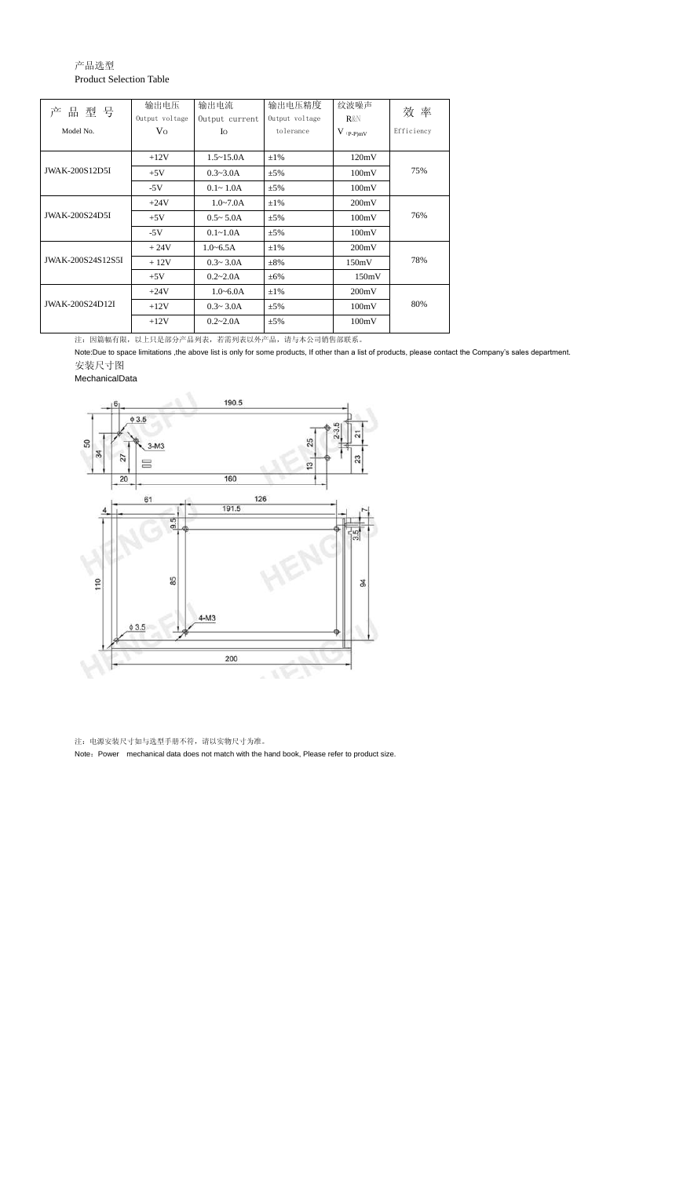产品选型

Product Selection Table

| 产 品 型 号 Model No. | 输出电压 Output voltage Vo | 输出电流 Output current Io | 输出电压精度 Output voltage tolerance | 纹波噪声 R&N V(P-P)mV | 效 率 Efficiency |
|---|---|---|---|---|---|
| JWAK-200S12D5I | +12V | 1.5~15.0A | ±1% | 120mV | 75% |
| | +5V | 0.3~3.0A | ±5% | 100mV | |
| | -5V | 0.1~ 1.0A | ±5% | 100mV | |
| JWAK-200S24D5I | +24V | 1.0~7.0A | ±1% | 200mV | 76% |
| | +5V | 0.5~ 5.0A | ±5% | 100mV | |
| | -5V | 0.1~1.0A | ±5% | 100mV | |
| JWAK-200S24S12S5I | + 24V | 1.0~6.5A | ±1% | 200mV | 78% |
| | + 12V | 0.3~ 3.0A | ±8% | 150mV | |
| | +5V | 0.2~2.0A | ±6% | 150mV | |
| JWAK-200S24D12I | +24V | 1.0~6.0A | ±1% | 200mV | 80% |
| | +12V | 0.3~ 3.0A | ±5% | 100mV | |
| | +12V | 0.2~2.0A | ±5% | 100mV | |

注：因篇幅有限，以上只是部分产品列表，若需列表以外产品，请与本公司销售部联系。

Note:Due to space limitations ,the above list is only for some products, If other than a list of products, please contact the Company's sales department.

安装尺寸图

MechanicalData

6
190.5
φ3.5
3-M3
50
34
27
25
2-3.5
21
13
23
20
160
61
126
4
191.5
7
9.5
3.5
110
85
94
4-M3
φ3.5
200

注：电源安装尺寸如与选型手册不符，请以实物尺寸为准。

Note：Power mechanical data does not match with the hand book, Please refer to product size.